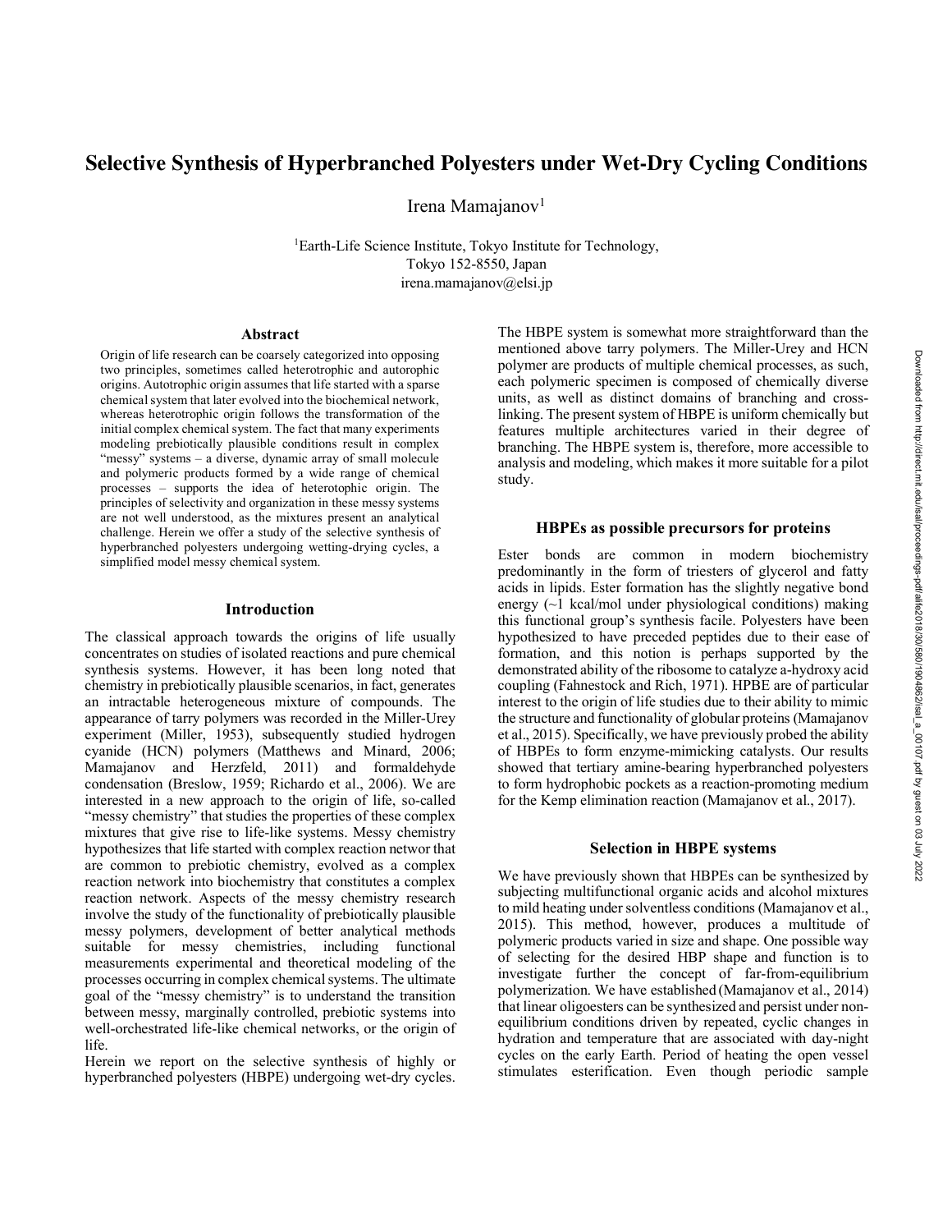# Selective Synthesis of Hyperbranched Polyesters under Wet-Dry Cycling Conditions

Irena Mamajanov[1]

[1]Earth-Life Science Institute, Tokyo Institute for Technology, Tokyo 152-8550, Japan
irena.mamajanov@elsi.jp

## Abstract

Origin of life research can be coarsely categorized into opposing two principles, sometimes called heterotrophic and autorophic origins. Autotrophic origin assumes that life started with a sparse chemical system that later evolved into the biochemical network, whereas heterotrophic origin follows the transformation of the initial complex chemical system. The fact that many experiments modeling prebiotically plausible conditions result in complex "messy" systems – a diverse, dynamic array of small molecule and polymeric products formed by a wide range of chemical processes – supports the idea of heterotrophic origin. The principles of selectivity and organization in these messy systems are not well understood, as the mixtures present an analytical challenge. Herein we offer a study of the selective synthesis of hyperbranched polyesters undergoing wetting-drying cycles, a simplified model messy chemical system.

## Introduction

The classical approach towards the origins of life usually concentrates on studies of isolated reactions and pure chemical synthesis systems. However, it has been long noted that chemistry in prebiotically plausible scenarios, in fact, generates an intractable heterogeneous mixture of compounds. The appearance of tarry polymers was recorded in the Miller-Urey experiment (Miller, 1953), subsequently studied hydrogen cyanide (HCN) polymers (Matthews and Minard, 2006; Mamajanov and Herzfeld, 2011) and formaldehyde condensation (Breslow, 1959; Richardo et al., 2006). We are interested in a new approach to the origin of life, so-called "messy chemistry" that studies the properties of these complex mixtures that give rise to life-like systems. Messy chemistry hypothesizes that life started with complex reaction networ that are common to prebiotic chemistry, evolved as a complex reaction network into biochemistry that constitutes a complex reaction network. Aspects of the messy chemistry research involve the study of the functionality of prebiotically plausible messy polymers, development of better analytical methods suitable for messy chemistries, including functional measurements experimental and theoretical modeling of the processes occurring in complex chemical systems. The ultimate goal of the "messy chemistry" is to understand the transition between messy, marginally controlled, prebiotic systems into well-orchestrated life-like chemical networks, or the origin of life.

Herein we report on the selective synthesis of highly or hyperbranched polyesters (HBPE) undergoing wet-dry cycles. The HBPE system is somewhat more straightforward than the mentioned above tarry polymers. The Miller-Urey and HCN polymer are products of multiple chemical processes, as such, each polymeric specimen is composed of chemically diverse units, as well as distinct domains of branching and cross-linking. The present system of HBPE is uniform chemically but features multiple architectures varied in their degree of branching. The HBPE system is, therefore, more accessible to analysis and modeling, which makes it more suitable for a pilot study.

## HBPEs as possible precursors for proteins

Ester bonds are common in modern biochemistry predominantly in the form of triesters of glycerol and fatty acids in lipids. Ester formation has the slightly negative bond energy (~1 kcal/mol under physiological conditions) making this functional group's synthesis facile. Polyesters have been hypothesized to have preceded peptides due to their ease of formation, and this notion is perhaps supported by the demonstrated ability of the ribosome to catalyze a-hydroxy acid coupling (Fahnestock and Rich, 1971). HPBE are of particular interest to the origin of life studies due to their ability to mimic the structure and functionality of globular proteins (Mamajanov et al., 2015). Specifically, we have previously probed the ability of HBPEs to form enzyme-mimicking catalysts. Our results showed that tertiary amine-bearing hyperbranched polyesters to form hydrophobic pockets as a reaction-promoting medium for the Kemp elimination reaction (Mamajanov et al., 2017).

## Selection in HBPE systems

We have previously shown that HBPEs can be synthesized by subjecting multifunctional organic acids and alcohol mixtures to mild heating under solventless conditions (Mamajanov et al., 2015). This method, however, produces a multitude of polymeric products varied in size and shape. One possible way of selecting for the desired HBP shape and function is to investigate further the concept of far-from-equilibrium polymerization. We have established (Mamajanov et al., 2014) that linear oligoesters can be synthesized and persist under non-equilibrium conditions driven by repeated, cyclic changes in hydration and temperature that are associated with day-night cycles on the early Earth. Period of heating the open vessel stimulates esterification. Even though periodic sample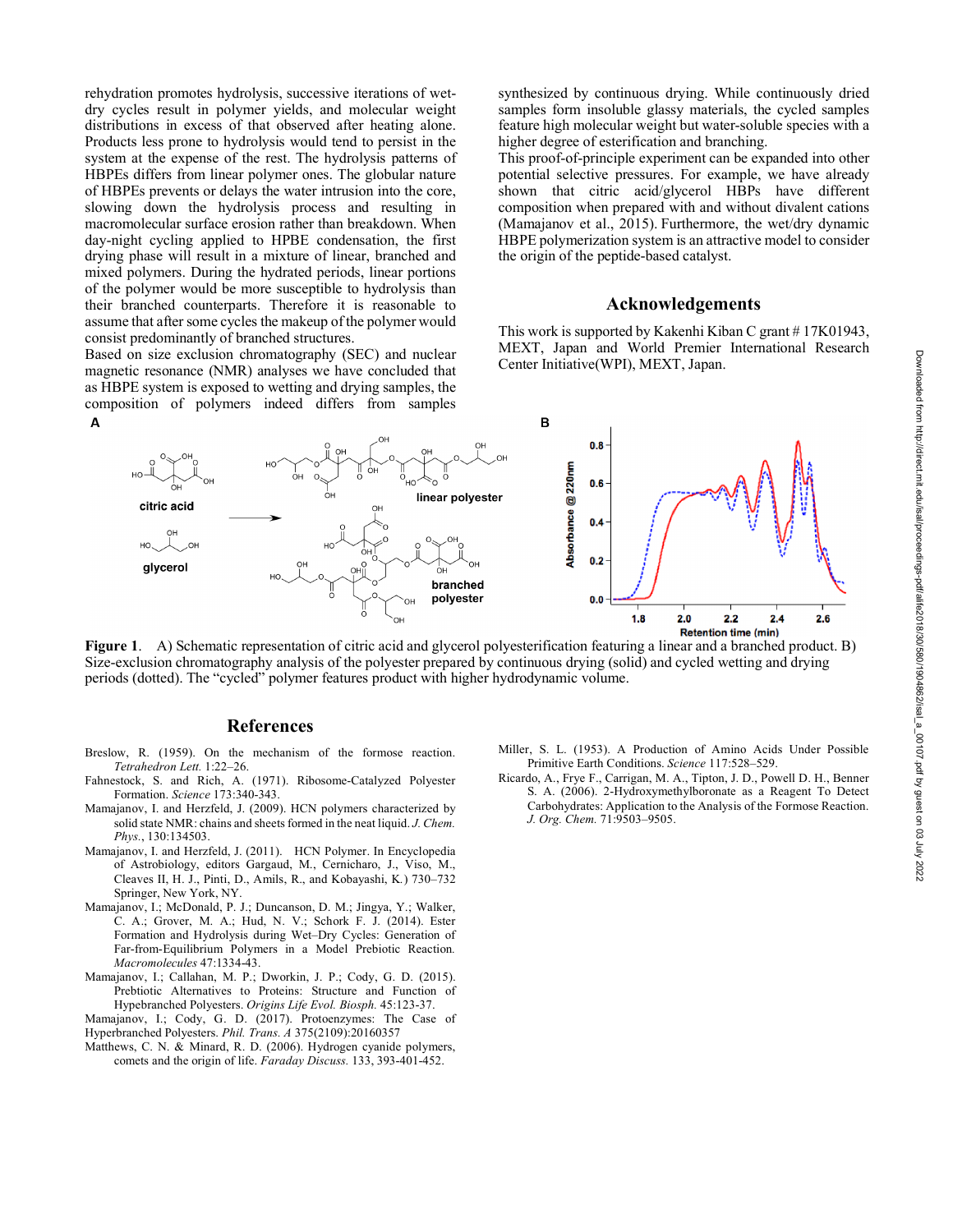rehydration promotes hydrolysis, successive iterations of wet-dry cycles result in polymer yields, and molecular weight distributions in excess of that observed after heating alone. Products less prone to hydrolysis would tend to persist in the system at the expense of the rest. The hydrolysis patterns of HBPEs differs from linear polymer ones. The globular nature of HBPEs prevents or delays the water intrusion into the core, slowing down the hydrolysis process and resulting in macromolecular surface erosion rather than breakdown. When day-night cycling applied to HPBE condensation, the first drying phase will result in a mixture of linear, branched and mixed polymers. During the hydrated periods, linear portions of the polymer would be more susceptible to hydrolysis than their branched counterparts. Therefore it is reasonable to assume that after some cycles the makeup of the polymer would consist predominantly of branched structures.

Based on size exclusion chromatography (SEC) and nuclear magnetic resonance (NMR) analyses we have concluded that as HBPE system is exposed to wetting and drying samples, the composition of polymers indeed differs from samples synthesized by continuous drying. While continuously dried samples form insoluble glassy materials, the cycled samples feature high molecular weight but water-soluble species with a higher degree of esterification and branching.

This proof-of-principle experiment can be expanded into other potential selective pressures. For example, we have already shown that citric acid/glycerol HBPs have different composition when prepared with and without divalent cations (Mamajanov et al., 2015). Furthermore, the wet/dry dynamic HBPE polymerization system is an attractive model to consider the origin of the peptide-based catalyst.

## Acknowledgements

This work is supported by Kakenhi Kiban C grant # 17K01943, MEXT, Japan and World Premier International Research Center Initiative(WPI), MEXT, Japan.

A

citric acid

glycerol

linear polyester

branched polyester

B

Absorbance @ 220nm

0.0
0.2
0.4
0.6
0.8

1.8
2.0
2.2
2.4
2.6

Retention time (min)

**Figure 1**. A) Schematic representation of citric acid and glycerol polyesterification featuring a linear and a branched product. B) Size-exclusion chromatography analysis of the polyester prepared by continuous drying (solid) and cycled wetting and drying periods (dotted). The "cycled" polymer features product with higher hydrodynamic volume.

## References

Breslow, R. (1959). On the mechanism of the formose reaction. *Tetrahedron Lett.* 1:22–26.

Fahnestock, S. and Rich, A. (1971). Ribosome-Catalyzed Polyester Formation. *Science* 173:340-343.

Mamajanov, I. and Herzfeld, J. (2009). HCN polymers characterized by solid state NMR: chains and sheets formed in the neat liquid. *J. Chem. Phys.*, 130:134503.

Mamajanov, I. and Herzfeld, J. (2011). HCN Polymer. In Encyclopedia of Astrobiology, editors Gargaud, M., Cernicharo, J., Viso, M., Cleaves II, H. J., Pinti, D., Amils, R., and Kobayashi, K.) 730–732 Springer, New York, NY.

Mamajanov, I.; McDonald, P. J.; Duncanson, D. M.; Jingya, Y.; Walker, C. A.; Grover, M. A.; Hud, N. V.; Schork F. J. (2014). Ester Formation and Hydrolysis during Wet–Dry Cycles: Generation of Far-from-Equilibrium Polymers in a Model Prebiotic Reaction. *Macromolecules* 47:1334-43.

Mamajanov, I.; Callahan, M. P.; Dworkin, J. P.; Cody, G. D. (2015). Prebiotic Alternatives to Proteins: Structure and Function of Hypebranched Polyesters. *Origins Life Evol. Biosph.* 45:123-37.

Mamajanov, I.; Cody, G. D. (2017). Protoenzymes: The Case of Hyperbranched Polyesters. *Phil. Trans. A* 375(2109):20160357

Matthews, C. N. & Minard, R. D. (2006). Hydrogen cyanide polymers, comets and the origin of life. *Faraday Discuss.* 133, 393-401-452.

Miller, S. L. (1953). A Production of Amino Acids Under Possible Primitive Earth Conditions. *Science* 117:528–529.

Ricardo, A., Frye F., Carrigan, M. A., Tipton, J. D., Powell D. H., Benner S. A. (2006). 2-Hydroxymethylboronate as a Reagent To Detect Carbohydrates: Application to the Analysis of the Formose Reaction. *J. Org. Chem.* 71:9503–9505.